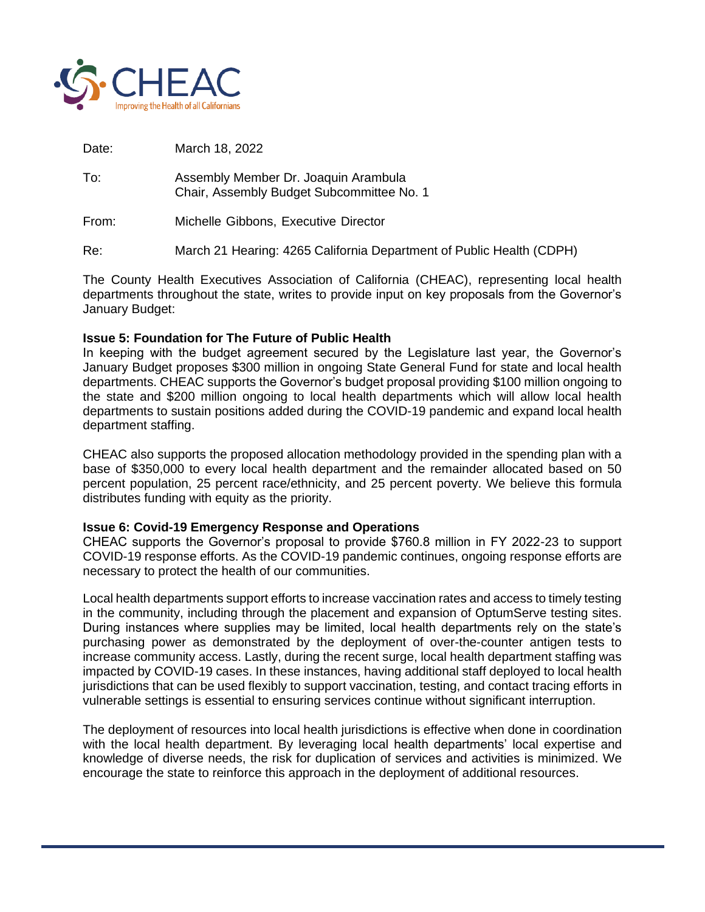CHEAC

Improving the Health of all Californians

| | |
|---|---|
| Date: | March 18, 2022 |
| To: | Assembly Member Dr. Joaquin Arambula<br>Chair, Assembly Budget Subcommittee No. 1 |
| From: | Michelle Gibbons, Executive Director |
| Re: | March 21 Hearing: 4265 California Department of Public Health (CDPH) |

The County Health Executives Association of California (CHEAC), representing local health departments throughout the state, writes to provide input on key proposals from the Governor's January Budget:

**Issue 5: Foundation for The Future of Public Health**

In keeping with the budget agreement secured by the Legislature last year, the Governor's January Budget proposes $300 million in ongoing State General Fund for state and local health departments. CHEAC supports the Governor's budget proposal providing $100 million ongoing to the state and $200 million ongoing to local health departments which will allow local health departments to sustain positions added during the COVID-19 pandemic and expand local health department staffing.

CHEAC also supports the proposed allocation methodology provided in the spending plan with a base of $350,000 to every local health department and the remainder allocated based on 50 percent population, 25 percent race/ethnicity, and 25 percent poverty. We believe this formula distributes funding with equity as the priority.

**Issue 6: Covid-19 Emergency Response and Operations**

CHEAC supports the Governor's proposal to provide $760.8 million in FY 2022-23 to support COVID-19 response efforts. As the COVID-19 pandemic continues, ongoing response efforts are necessary to protect the health of our communities.

Local health departments support efforts to increase vaccination rates and access to timely testing in the community, including through the placement and expansion of OptumServe testing sites. During instances where supplies may be limited, local health departments rely on the state's purchasing power as demonstrated by the deployment of over-the-counter antigen tests to increase community access. Lastly, during the recent surge, local health department staffing was impacted by COVID-19 cases. In these instances, having additional staff deployed to local health jurisdictions that can be used flexibly to support vaccination, testing, and contact tracing efforts in vulnerable settings is essential to ensuring services continue without significant interruption.

The deployment of resources into local health jurisdictions is effective when done in coordination with the local health department. By leveraging local health departments' local expertise and knowledge of diverse needs, the risk for duplication of services and activities is minimized. We encourage the state to reinforce this approach in the deployment of additional resources.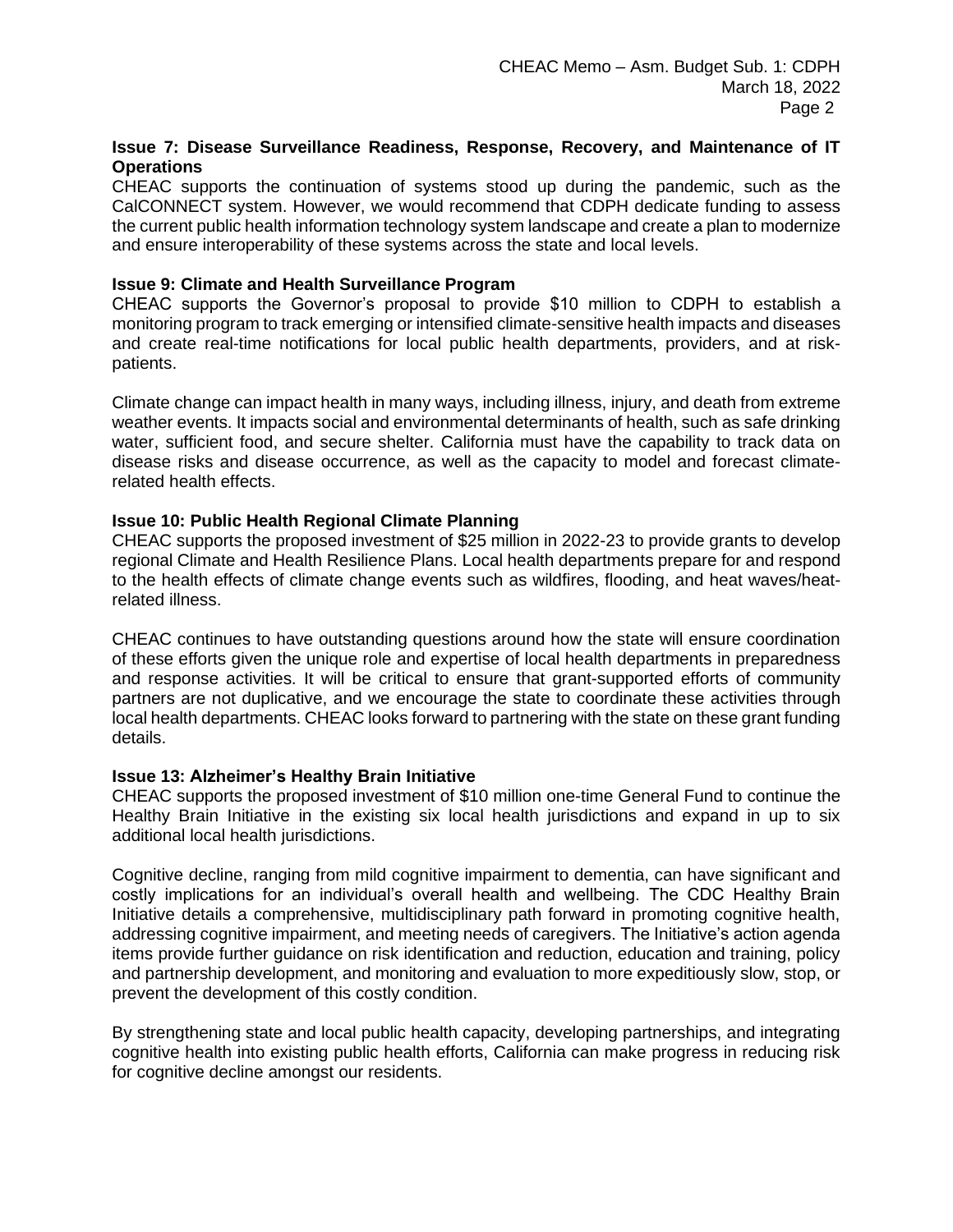**Issue 7: Disease Surveillance Readiness, Response, Recovery, and Maintenance of IT Operations**

CHEAC supports the continuation of systems stood up during the pandemic, such as the CalCONNECT system. However, we would recommend that CDPH dedicate funding to assess the current public health information technology system landscape and create a plan to modernize and ensure interoperability of these systems across the state and local levels.

**Issue 9: Climate and Health Surveillance Program**

CHEAC supports the Governor's proposal to provide $10 million to CDPH to establish a monitoring program to track emerging or intensified climate-sensitive health impacts and diseases and create real-time notifications for local public health departments, providers, and at risk-patients.

Climate change can impact health in many ways, including illness, injury, and death from extreme weather events. It impacts social and environmental determinants of health, such as safe drinking water, sufficient food, and secure shelter. California must have the capability to track data on disease risks and disease occurrence, as well as the capacity to model and forecast climate-related health effects.

**Issue 10: Public Health Regional Climate Planning**

CHEAC supports the proposed investment of $25 million in 2022-23 to provide grants to develop regional Climate and Health Resilience Plans. Local health departments prepare for and respond to the health effects of climate change events such as wildfires, flooding, and heat waves/heat-related illness.

CHEAC continues to have outstanding questions around how the state will ensure coordination of these efforts given the unique role and expertise of local health departments in preparedness and response activities. It will be critical to ensure that grant-supported efforts of community partners are not duplicative, and we encourage the state to coordinate these activities through local health departments. CHEAC looks forward to partnering with the state on these grant funding details.

**Issue 13: Alzheimer's Healthy Brain Initiative**

CHEAC supports the proposed investment of $10 million one-time General Fund to continue the Healthy Brain Initiative in the existing six local health jurisdictions and expand in up to six additional local health jurisdictions.

Cognitive decline, ranging from mild cognitive impairment to dementia, can have significant and costly implications for an individual's overall health and wellbeing. The CDC Healthy Brain Initiative details a comprehensive, multidisciplinary path forward in promoting cognitive health, addressing cognitive impairment, and meeting needs of caregivers. The Initiative's action agenda items provide further guidance on risk identification and reduction, education and training, policy and partnership development, and monitoring and evaluation to more expeditiously slow, stop, or prevent the development of this costly condition.

By strengthening state and local public health capacity, developing partnerships, and integrating cognitive health into existing public health efforts, California can make progress in reducing risk for cognitive decline amongst our residents.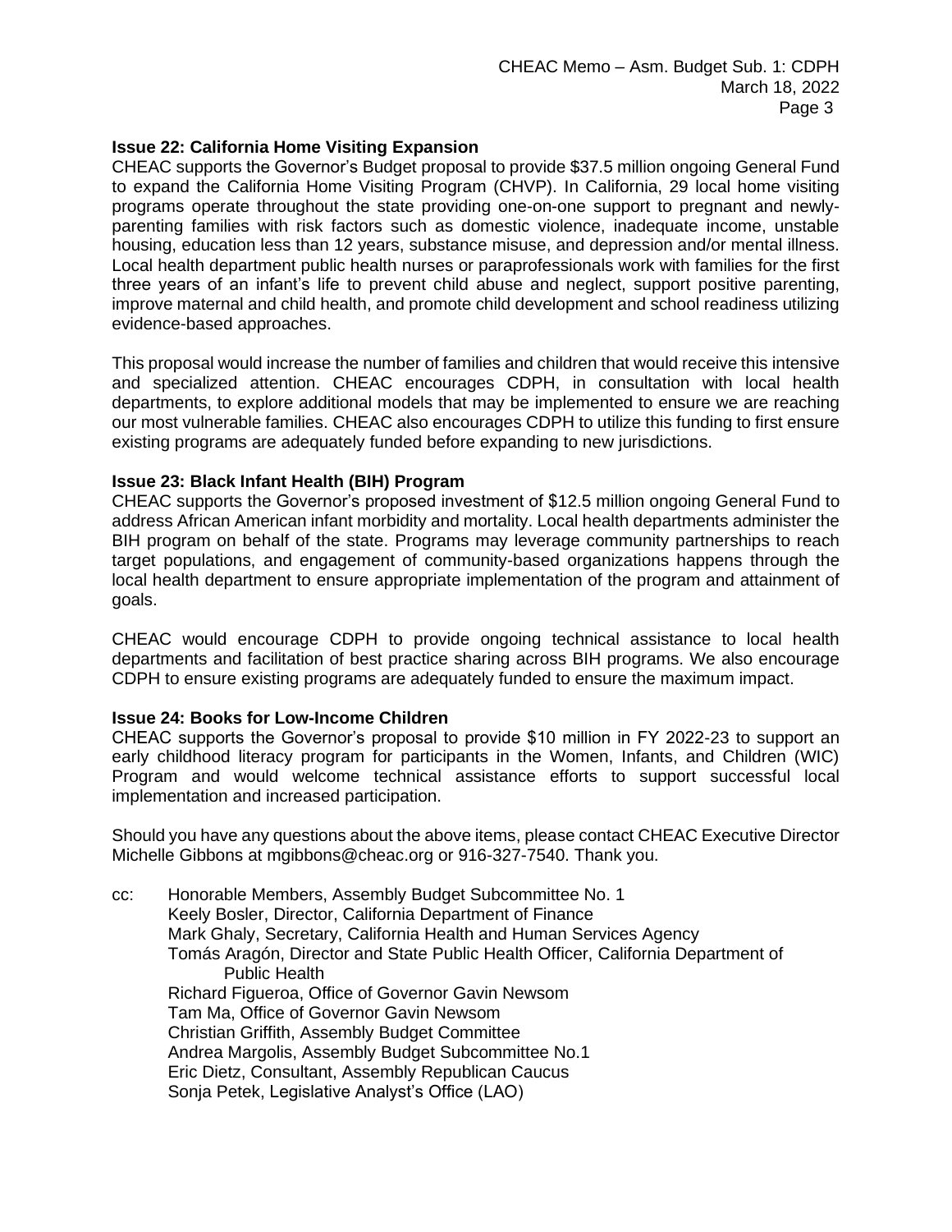**Issue 22: California Home Visiting Expansion**

CHEAC supports the Governor's Budget proposal to provide $37.5 million ongoing General Fund to expand the California Home Visiting Program (CHVP). In California, 29 local home visiting programs operate throughout the state providing one-on-one support to pregnant and newly-parenting families with risk factors such as domestic violence, inadequate income, unstable housing, education less than 12 years, substance misuse, and depression and/or mental illness. Local health department public health nurses or paraprofessionals work with families for the first three years of an infant's life to prevent child abuse and neglect, support positive parenting, improve maternal and child health, and promote child development and school readiness utilizing evidence-based approaches.

This proposal would increase the number of families and children that would receive this intensive and specialized attention. CHEAC encourages CDPH, in consultation with local health departments, to explore additional models that may be implemented to ensure we are reaching our most vulnerable families. CHEAC also encourages CDPH to utilize this funding to first ensure existing programs are adequately funded before expanding to new jurisdictions.

**Issue 23: Black Infant Health (BIH) Program**

CHEAC supports the Governor's proposed investment of $12.5 million ongoing General Fund to address African American infant morbidity and mortality. Local health departments administer the BIH program on behalf of the state. Programs may leverage community partnerships to reach target populations, and engagement of community-based organizations happens through the local health department to ensure appropriate implementation of the program and attainment of goals.

CHEAC would encourage CDPH to provide ongoing technical assistance to local health departments and facilitation of best practice sharing across BIH programs. We also encourage CDPH to ensure existing programs are adequately funded to ensure the maximum impact.

**Issue 24: Books for Low-Income Children**

CHEAC supports the Governor's proposal to provide $10 million in FY 2022-23 to support an early childhood literacy program for participants in the Women, Infants, and Children (WIC) Program and would welcome technical assistance efforts to support successful local implementation and increased participation.

Should you have any questions about the above items, please contact CHEAC Executive Director Michelle Gibbons at mgibbons@cheac.org or 916-327-7540. Thank you.

cc: Honorable Members, Assembly Budget Subcommittee No. 1
Keely Bosler, Director, California Department of Finance
Mark Ghaly, Secretary, California Health and Human Services Agency
Tomás Aragón, Director and State Public Health Officer, California Department of Public Health
Richard Figueroa, Office of Governor Gavin Newsom
Tam Ma, Office of Governor Gavin Newsom
Christian Griffith, Assembly Budget Committee
Andrea Margolis, Assembly Budget Subcommittee No.1
Eric Dietz, Consultant, Assembly Republican Caucus
Sonja Petek, Legislative Analyst's Office (LAO)